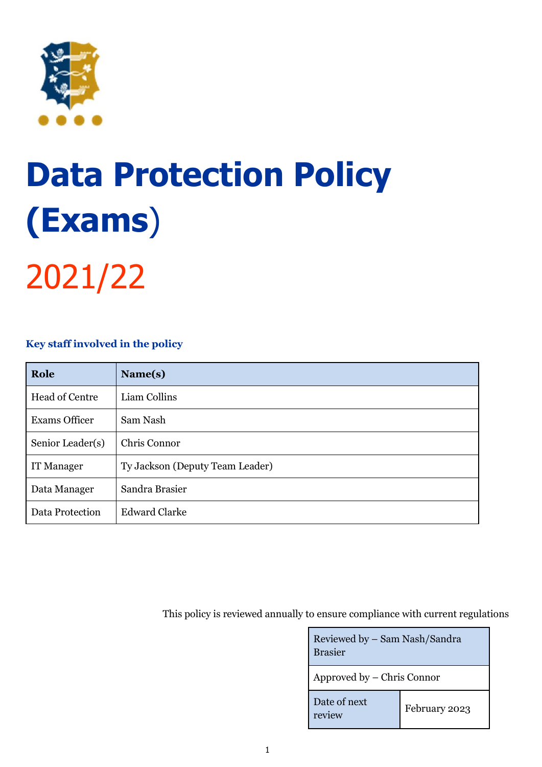# Data Protection Policy (Exams)

# 2021/22

### Key staff involved in the policy

| Role | Name(s) |
|---|---|
| Head of Centre | Liam Collins |
| Exams Officer | Sam Nash |
| Senior Leader(s) | Chris Connor |
| IT Manager | Ty Jackson (Deputy Team Leader) |
| Data Manager | Sandra Brasier |
| Data Protection | Edward Clarke |

This policy is reviewed annually to ensure compliance with current regulations

| Reviewed by – Sam Nash/Sandra Brasier | |
|---|---|
| Approved by – Chris Connor | |
| Date of next review | February 2023 |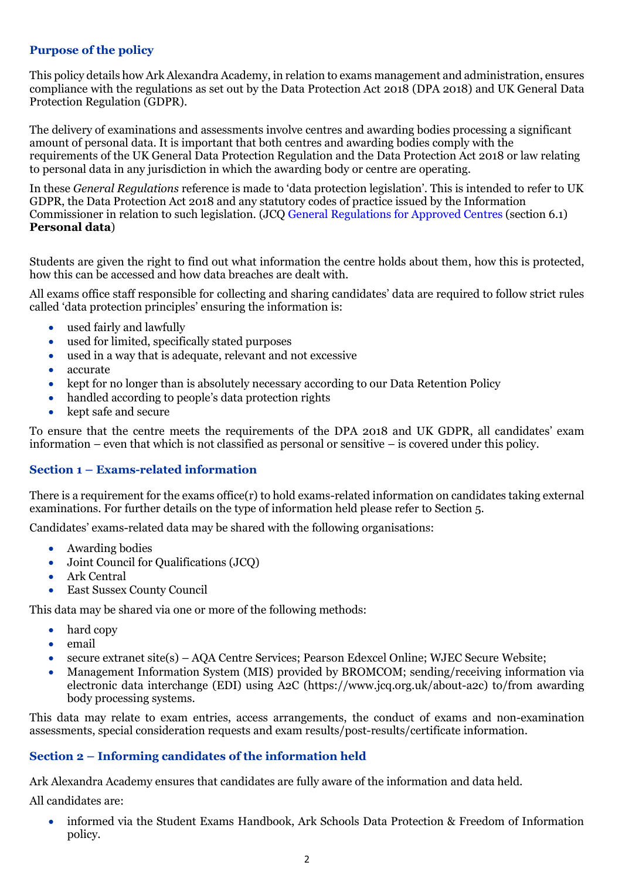## Purpose of the policy

This policy details how Ark Alexandra Academy, in relation to exams management and administration, ensures compliance with the regulations as set out by the Data Protection Act 2018 (DPA 2018) and UK General Data Protection Regulation (GDPR).

The delivery of examinations and assessments involve centres and awarding bodies processing a significant amount of personal data. It is important that both centres and awarding bodies comply with the requirements of the UK General Data Protection Regulation and the Data Protection Act 2018 or law relating to personal data in any jurisdiction in which the awarding body or centre are operating.

In these *General Regulations* reference is made to 'data protection legislation'. This is intended to refer to UK GDPR, the Data Protection Act 2018 and any statutory codes of practice issued by the Information Commissioner in relation to such legislation. (JCQ General Regulations for Approved Centres (section 6.1) **Personal data**)

Students are given the right to find out what information the centre holds about them, how this is protected, how this can be accessed and how data breaches are dealt with.

All exams office staff responsible for collecting and sharing candidates' data are required to follow strict rules called 'data protection principles' ensuring the information is:

- used fairly and lawfully
- used for limited, specifically stated purposes
- used in a way that is adequate, relevant and not excessive
- accurate
- kept for no longer than is absolutely necessary according to our Data Retention Policy
- handled according to people's data protection rights
- kept safe and secure

To ensure that the centre meets the requirements of the DPA 2018 and UK GDPR, all candidates' exam information – even that which is not classified as personal or sensitive – is covered under this policy.

## Section 1 – Exams-related information

There is a requirement for the exams office(r) to hold exams-related information on candidates taking external examinations. For further details on the type of information held please refer to Section 5.

Candidates' exams-related data may be shared with the following organisations:

- Awarding bodies
- Joint Council for Qualifications (JCQ)
- Ark Central
- East Sussex County Council

This data may be shared via one or more of the following methods:

- hard copy
- email
- secure extranet site(s) – AQA Centre Services; Pearson Edexcel Online; WJEC Secure Website;
- Management Information System (MIS) provided by BROMCOM; sending/receiving information via electronic data interchange (EDI) using A2C (https://www.jcq.org.uk/about-a2c) to/from awarding body processing systems.

This data may relate to exam entries, access arrangements, the conduct of exams and non-examination assessments, special consideration requests and exam results/post-results/certificate information.

## Section 2 – Informing candidates of the information held

Ark Alexandra Academy ensures that candidates are fully aware of the information and data held.

All candidates are:

- informed via the Student Exams Handbook, Ark Schools Data Protection & Freedom of Information policy.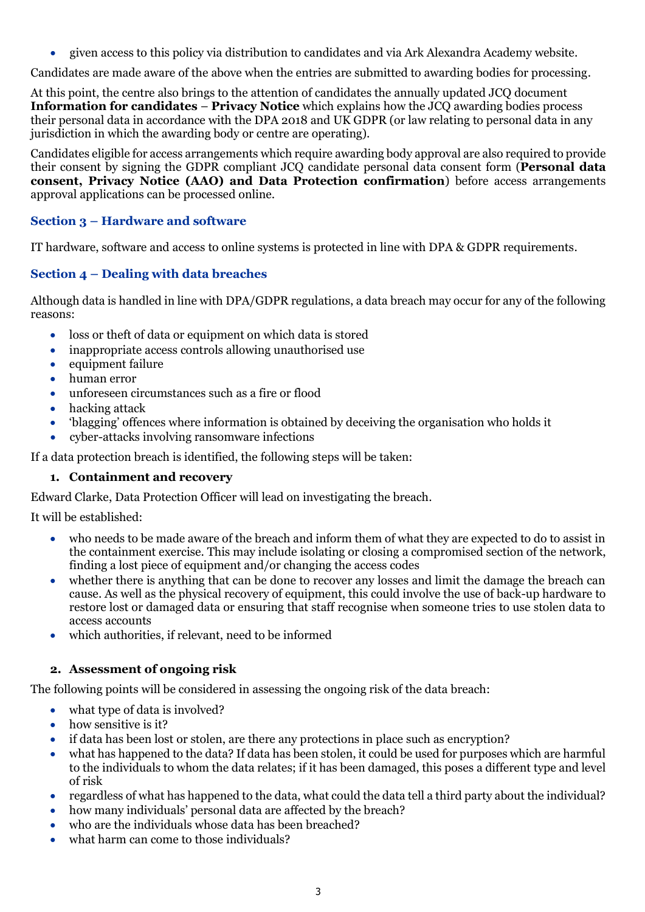- given access to this policy via distribution to candidates and via Ark Alexandra Academy website.

Candidates are made aware of the above when the entries are submitted to awarding bodies for processing.

At this point, the centre also brings to the attention of candidates the annually updated JCQ document **Information for candidates** – **Privacy Notice** which explains how the JCQ awarding bodies process their personal data in accordance with the DPA 2018 and UK GDPR (or law relating to personal data in any jurisdiction in which the awarding body or centre are operating).

Candidates eligible for access arrangements which require awarding body approval are also required to provide their consent by signing the GDPR compliant JCQ candidate personal data consent form (**Personal data consent, Privacy Notice (AAO) and Data Protection confirmation**) before access arrangements approval applications can be processed online.

## Section 3 – Hardware and software

IT hardware, software and access to online systems is protected in line with DPA & GDPR requirements.

## Section 4 – Dealing with data breaches

Although data is handled in line with DPA/GDPR regulations, a data breach may occur for any of the following reasons:

- loss or theft of data or equipment on which data is stored
- inappropriate access controls allowing unauthorised use
- equipment failure
- human error
- unforeseen circumstances such as a fire or flood
- hacking attack
- 'blagging' offences where information is obtained by deceiving the organisation who holds it
- cyber-attacks involving ransomware infections

If a data protection breach is identified, the following steps will be taken:

### 1. Containment and recovery

Edward Clarke, Data Protection Officer will lead on investigating the breach.

It will be established:

- who needs to be made aware of the breach and inform them of what they are expected to do to assist in the containment exercise. This may include isolating or closing a compromised section of the network, finding a lost piece of equipment and/or changing the access codes
- whether there is anything that can be done to recover any losses and limit the damage the breach can cause. As well as the physical recovery of equipment, this could involve the use of back-up hardware to restore lost or damaged data or ensuring that staff recognise when someone tries to use stolen data to access accounts
- which authorities, if relevant, need to be informed

### 2. Assessment of ongoing risk

The following points will be considered in assessing the ongoing risk of the data breach:

- what type of data is involved?
- how sensitive is it?
- if data has been lost or stolen, are there any protections in place such as encryption?
- what has happened to the data? If data has been stolen, it could be used for purposes which are harmful to the individuals to whom the data relates; if it has been damaged, this poses a different type and level of risk
- regardless of what has happened to the data, what could the data tell a third party about the individual?
- how many individuals' personal data are affected by the breach?
- who are the individuals whose data has been breached?
- what harm can come to those individuals?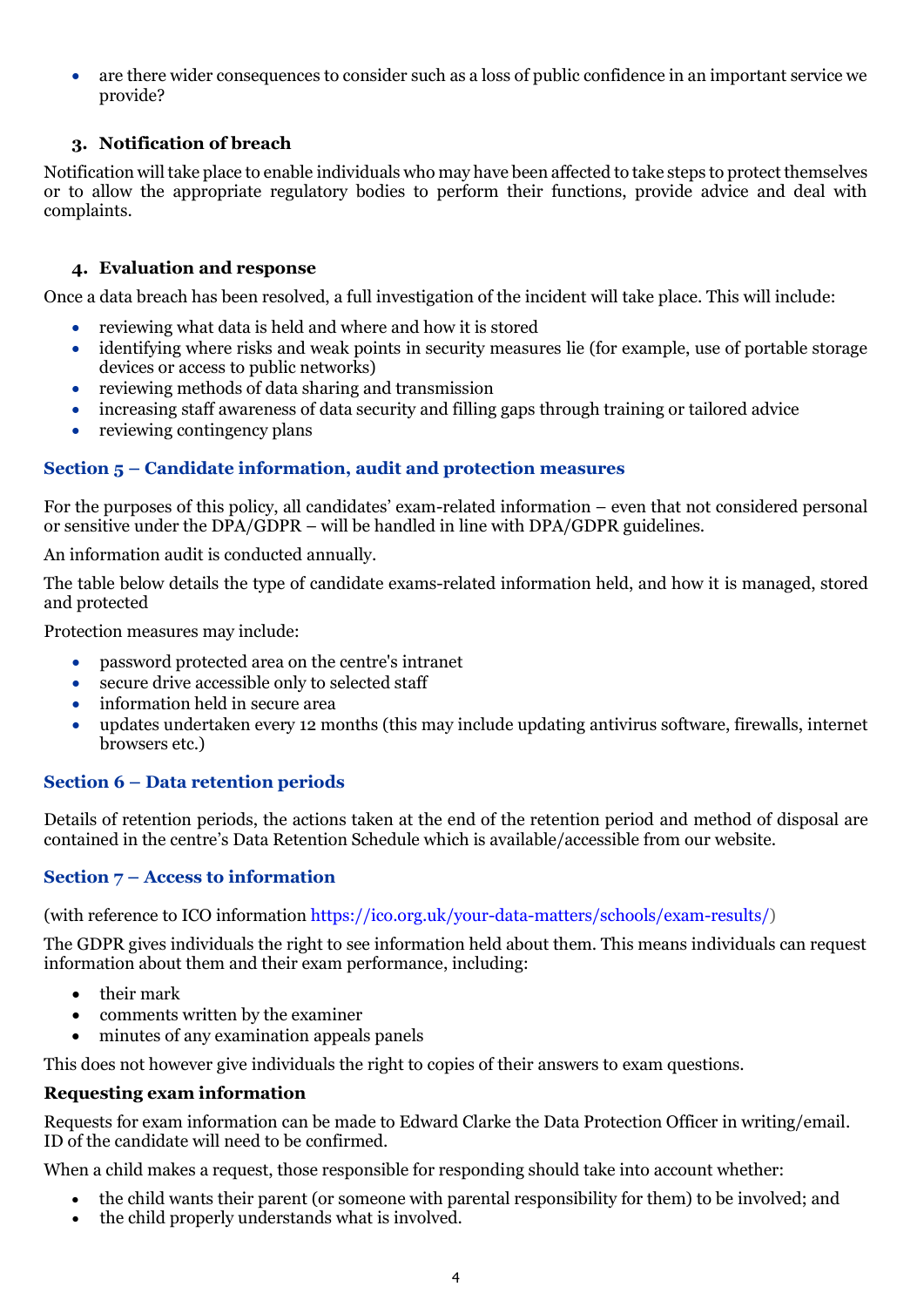- are there wider consequences to consider such as a loss of public confidence in an important service we provide?

### 3. Notification of breach

Notification will take place to enable individuals who may have been affected to take steps to protect themselves or to allow the appropriate regulatory bodies to perform their functions, provide advice and deal with complaints.

### 4. Evaluation and response

Once a data breach has been resolved, a full investigation of the incident will take place. This will include:

- reviewing what data is held and where and how it is stored
- identifying where risks and weak points in security measures lie (for example, use of portable storage devices or access to public networks)
- reviewing methods of data sharing and transmission
- increasing staff awareness of data security and filling gaps through training or tailored advice
- reviewing contingency plans

## Section 5 – Candidate information, audit and protection measures

For the purposes of this policy, all candidates' exam-related information – even that not considered personal or sensitive under the DPA/GDPR – will be handled in line with DPA/GDPR guidelines.

An information audit is conducted annually.

The table below details the type of candidate exams-related information held, and how it is managed, stored and protected

Protection measures may include:

- password protected area on the centre's intranet
- secure drive accessible only to selected staff
- information held in secure area
- updates undertaken every 12 months (this may include updating antivirus software, firewalls, internet browsers etc.)

## Section 6 – Data retention periods

Details of retention periods, the actions taken at the end of the retention period and method of disposal are contained in the centre's Data Retention Schedule which is available/accessible from our website.

## Section 7 – Access to information

(with reference to ICO information https://ico.org.uk/your-data-matters/schools/exam-results/)

The GDPR gives individuals the right to see information held about them. This means individuals can request information about them and their exam performance, including:

- their mark
- comments written by the examiner
- minutes of any examination appeals panels

This does not however give individuals the right to copies of their answers to exam questions.

**Requesting exam information**

Requests for exam information can be made to Edward Clarke the Data Protection Officer in writing/email. ID of the candidate will need to be confirmed.

When a child makes a request, those responsible for responding should take into account whether:

- the child wants their parent (or someone with parental responsibility for them) to be involved; and
- the child properly understands what is involved.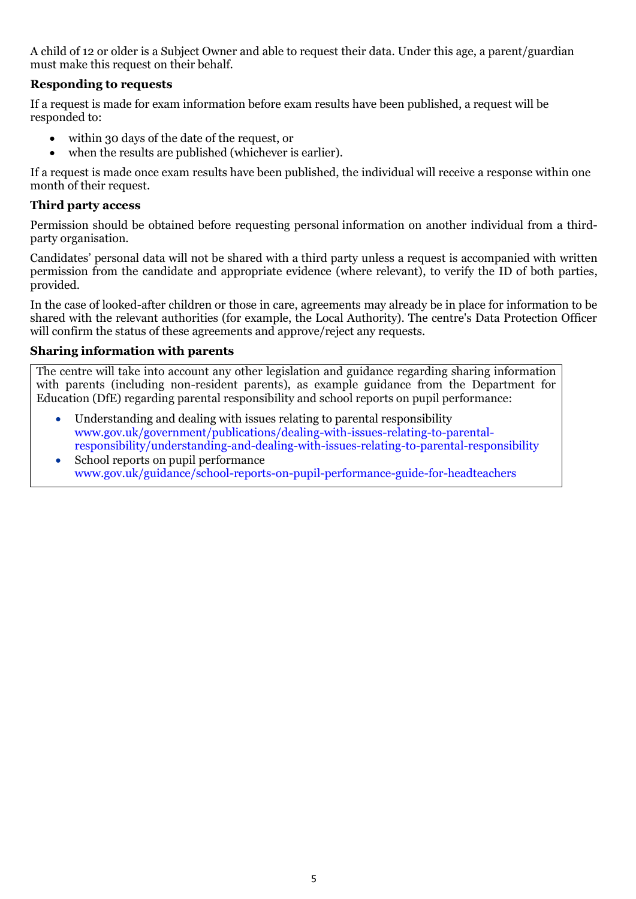A child of 12 or older is a Subject Owner and able to request their data. Under this age, a parent/guardian must make this request on their behalf.

### Responding to requests

If a request is made for exam information before exam results have been published, a request will be responded to:

- within 30 days of the date of the request, or
- when the results are published (whichever is earlier).

If a request is made once exam results have been published, the individual will receive a response within one month of their request.

### Third party access

Permission should be obtained before requesting personal information on another individual from a third-party organisation.

Candidates' personal data will not be shared with a third party unless a request is accompanied with written permission from the candidate and appropriate evidence (where relevant), to verify the ID of both parties, provided.

In the case of looked-after children or those in care, agreements may already be in place for information to be shared with the relevant authorities (for example, the Local Authority). The centre's Data Protection Officer will confirm the status of these agreements and approve/reject any requests.

### Sharing information with parents

The centre will take into account any other legislation and guidance regarding sharing information with parents (including non-resident parents), as example guidance from the Department for Education (DfE) regarding parental responsibility and school reports on pupil performance:

- Understanding and dealing with issues relating to parental responsibility
  www.gov.uk/government/publications/dealing-with-issues-relating-to-parental-responsibility/understanding-and-dealing-with-issues-relating-to-parental-responsibility
- School reports on pupil performance
  www.gov.uk/guidance/school-reports-on-pupil-performance-guide-for-headteachers